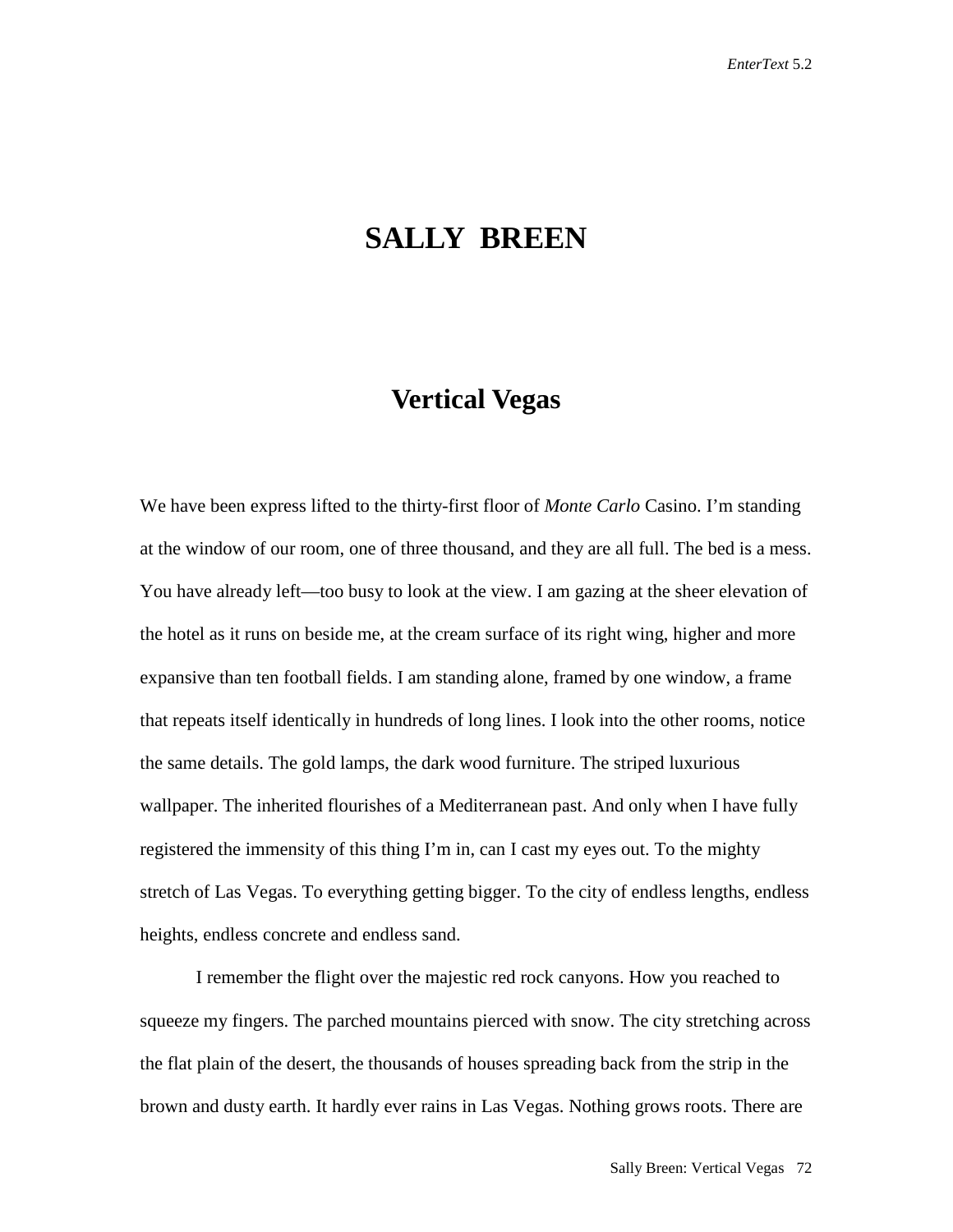# SALLY BREEN

## Vertical Vegas

We have been express lifted to the thirty-first floor of *Monte Carlo* Casino. I'm standing at the window of our room, one of three thousand, and they are all full. The bed is a mess. You have already left—too busy to look at the view. I am gazing at the sheer elevation of the hotel as it runs on beside me, at the cream surface of its right wing, higher and more expansive than ten football fields. I am standing alone, framed by one window, a frame that repeats itself identically in hundreds of long lines. I look into the other rooms, notice the same details. The gold lamps, the dark wood furniture. The striped luxurious wallpaper. The inherited flourishes of a Mediterranean past. And only when I have fully registered the immensity of this thing I'm in, can I cast my eyes out. To the mighty stretch of Las Vegas. To everything getting bigger. To the city of endless lengths, endless heights, endless concrete and endless sand.

I remember the flight over the majestic red rock canyons. How you reached to squeeze my fingers. The parched mountains pierced with snow. The city stretching across the flat plain of the desert, the thousands of houses spreading back from the strip in the brown and dusty earth. It hardly ever rains in Las Vegas. Nothing grows roots. There are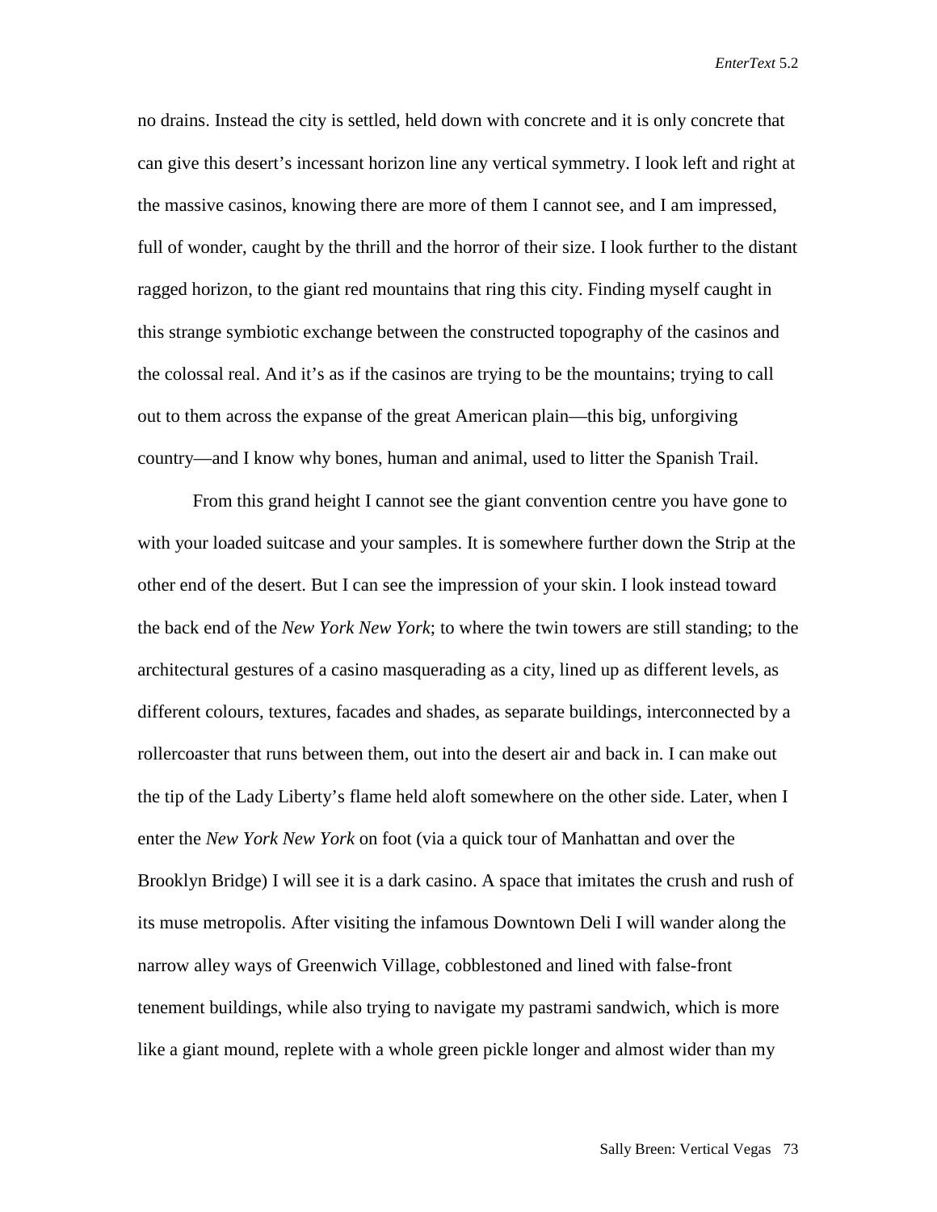no drains. Instead the city is settled, held down with concrete and it is only concrete that can give this desert's incessant horizon line any vertical symmetry. I look left and right at the massive casinos, knowing there are more of them I cannot see, and I am impressed, full of wonder, caught by the thrill and the horror of their size. I look further to the distant ragged horizon, to the giant red mountains that ring this city. Finding myself caught in this strange symbiotic exchange between the constructed topography of the casinos and the colossal real. And it's as if the casinos are trying to be the mountains; trying to call out to them across the expanse of the great American plain—this big, unforgiving country—and I know why bones, human and animal, used to litter the Spanish Trail.

From this grand height I cannot see the giant convention centre you have gone to with your loaded suitcase and your samples. It is somewhere further down the Strip at the other end of the desert. But I can see the impression of your skin. I look instead toward the back end of the *New York New York*; to where the twin towers are still standing; to the architectural gestures of a casino masquerading as a city, lined up as different levels, as different colours, textures, facades and shades, as separate buildings, interconnected by a rollercoaster that runs between them, out into the desert air and back in. I can make out the tip of the Lady Liberty's flame held aloft somewhere on the other side. Later, when I enter the *New York New York* on foot (via a quick tour of Manhattan and over the Brooklyn Bridge) I will see it is a dark casino. A space that imitates the crush and rush of its muse metropolis. After visiting the infamous Downtown Deli I will wander along the narrow alley ways of Greenwich Village, cobblestoned and lined with false-front tenement buildings, while also trying to navigate my pastrami sandwich, which is more like a giant mound, replete with a whole green pickle longer and almost wider than my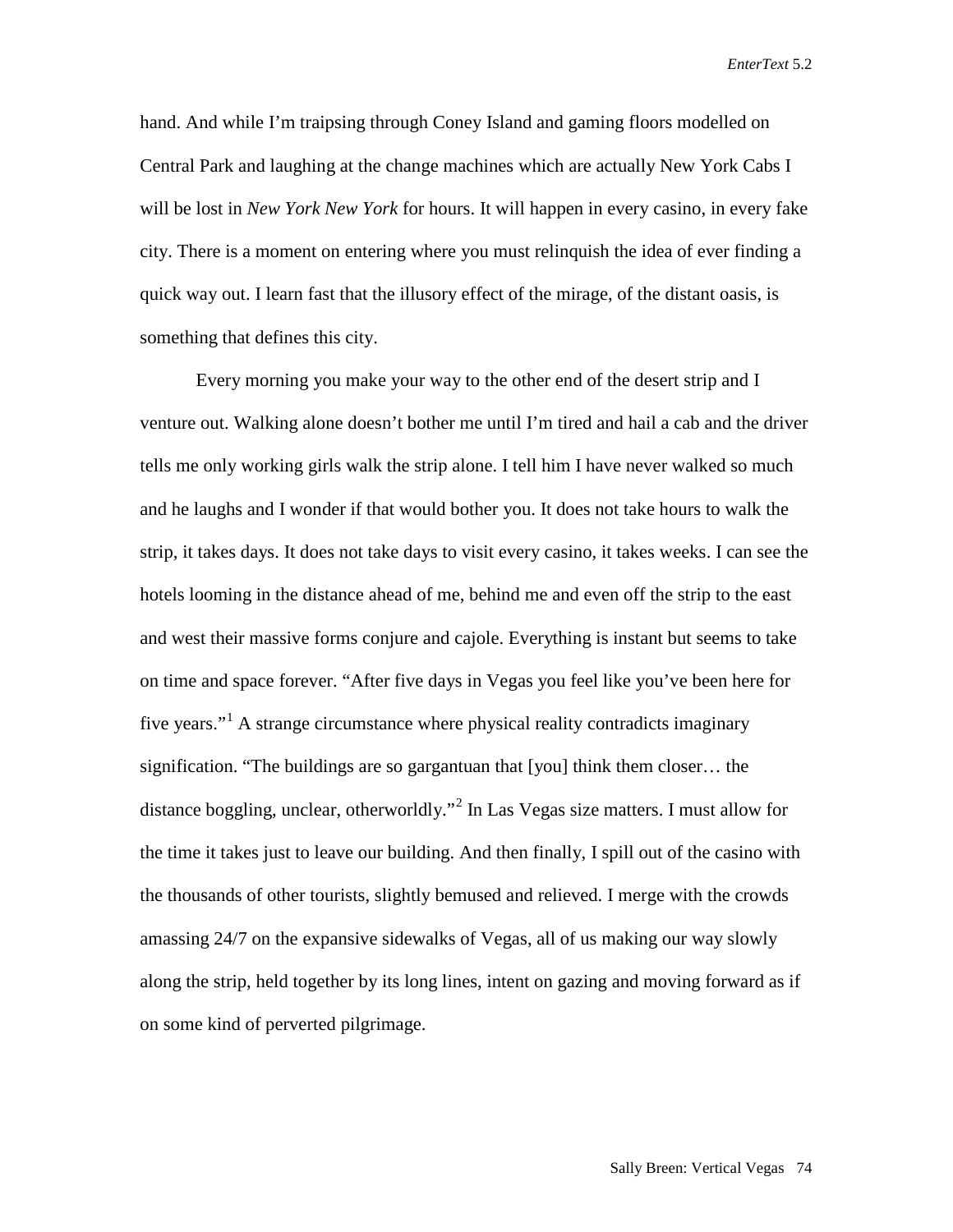hand. And while I'm traipsing through Coney Island and gaming floors modelled on Central Park and laughing at the change machines which are actually New York Cabs I will be lost in *New York New York* for hours. It will happen in every casino, in every fake city. There is a moment on entering where you must relinquish the idea of ever finding a quick way out. I learn fast that the illusory effect of the mirage, of the distant oasis, is something that defines this city.

Every morning you make your way to the other end of the desert strip and I venture out. Walking alone doesn't bother me until I'm tired and hail a cab and the driver tells me only working girls walk the strip alone. I tell him I have never walked so much and he laughs and I wonder if that would bother you. It does not take hours to walk the strip, it takes days. It does not take days to visit every casino, it takes weeks. I can see the hotels looming in the distance ahead of me, behind me and even off the strip to the east and west their massive forms conjure and cajole. Everything is instant but seems to take on time and space forever. "After five days in Vegas you feel like you've been here for five years."[1] A strange circumstance where physical reality contradicts imaginary signification. "The buildings are so gargantuan that [you] think them closer… the distance boggling, unclear, otherworldly."[2] In Las Vegas size matters. I must allow for the time it takes just to leave our building. And then finally, I spill out of the casino with the thousands of other tourists, slightly bemused and relieved. I merge with the crowds amassing 24/7 on the expansive sidewalks of Vegas, all of us making our way slowly along the strip, held together by its long lines, intent on gazing and moving forward as if on some kind of perverted pilgrimage.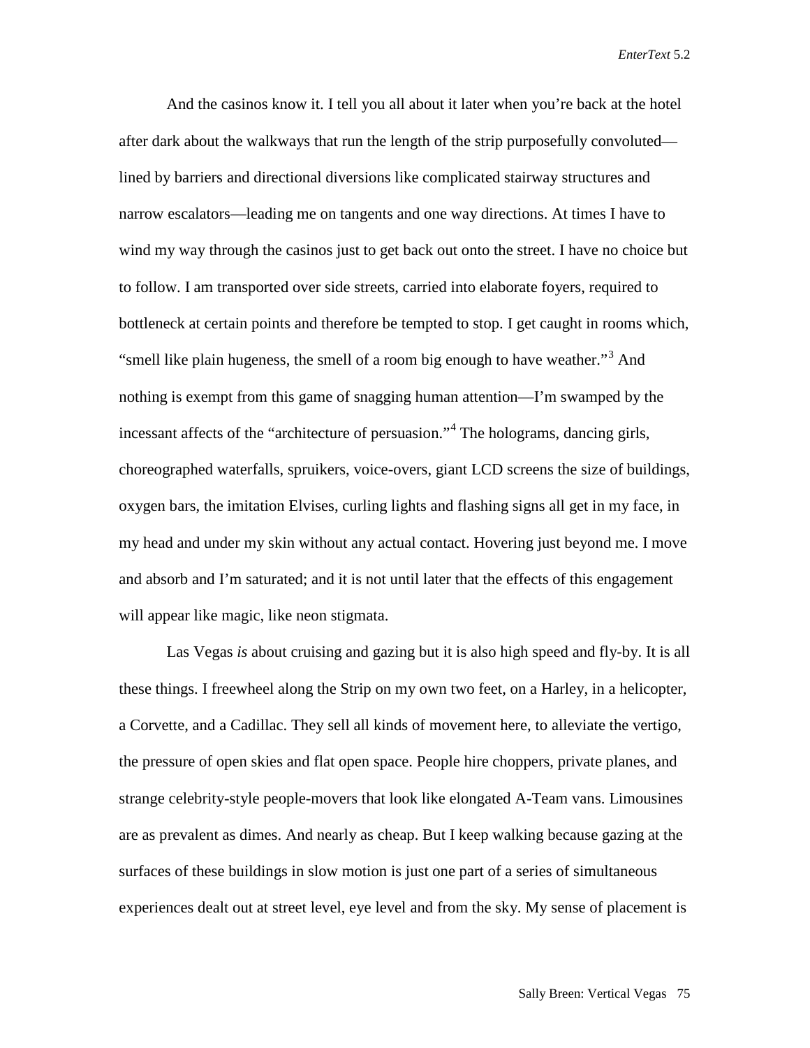And the casinos know it. I tell you all about it later when you're back at the hotel after dark about the walkways that run the length of the strip purposefully convoluted—lined by barriers and directional diversions like complicated stairway structures and narrow escalators—leading me on tangents and one way directions. At times I have to wind my way through the casinos just to get back out onto the street. I have no choice but to follow. I am transported over side streets, carried into elaborate foyers, required to bottleneck at certain points and therefore be tempted to stop. I get caught in rooms which, "smell like plain hugeness, the smell of a room big enough to have weather."[3] And nothing is exempt from this game of snagging human attention—I'm swamped by the incessant affects of the "architecture of persuasion."[4] The holograms, dancing girls, choreographed waterfalls, spruikers, voice-overs, giant LCD screens the size of buildings, oxygen bars, the imitation Elvises, curling lights and flashing signs all get in my face, in my head and under my skin without any actual contact. Hovering just beyond me. I move and absorb and I'm saturated; and it is not until later that the effects of this engagement will appear like magic, like neon stigmata.

Las Vegas *is* about cruising and gazing but it is also high speed and fly-by. It is all these things. I freewheel along the Strip on my own two feet, on a Harley, in a helicopter, a Corvette, and a Cadillac. They sell all kinds of movement here, to alleviate the vertigo, the pressure of open skies and flat open space. People hire choppers, private planes, and strange celebrity-style people-movers that look like elongated A-Team vans. Limousines are as prevalent as dimes. And nearly as cheap. But I keep walking because gazing at the surfaces of these buildings in slow motion is just one part of a series of simultaneous experiences dealt out at street level, eye level and from the sky. My sense of placement is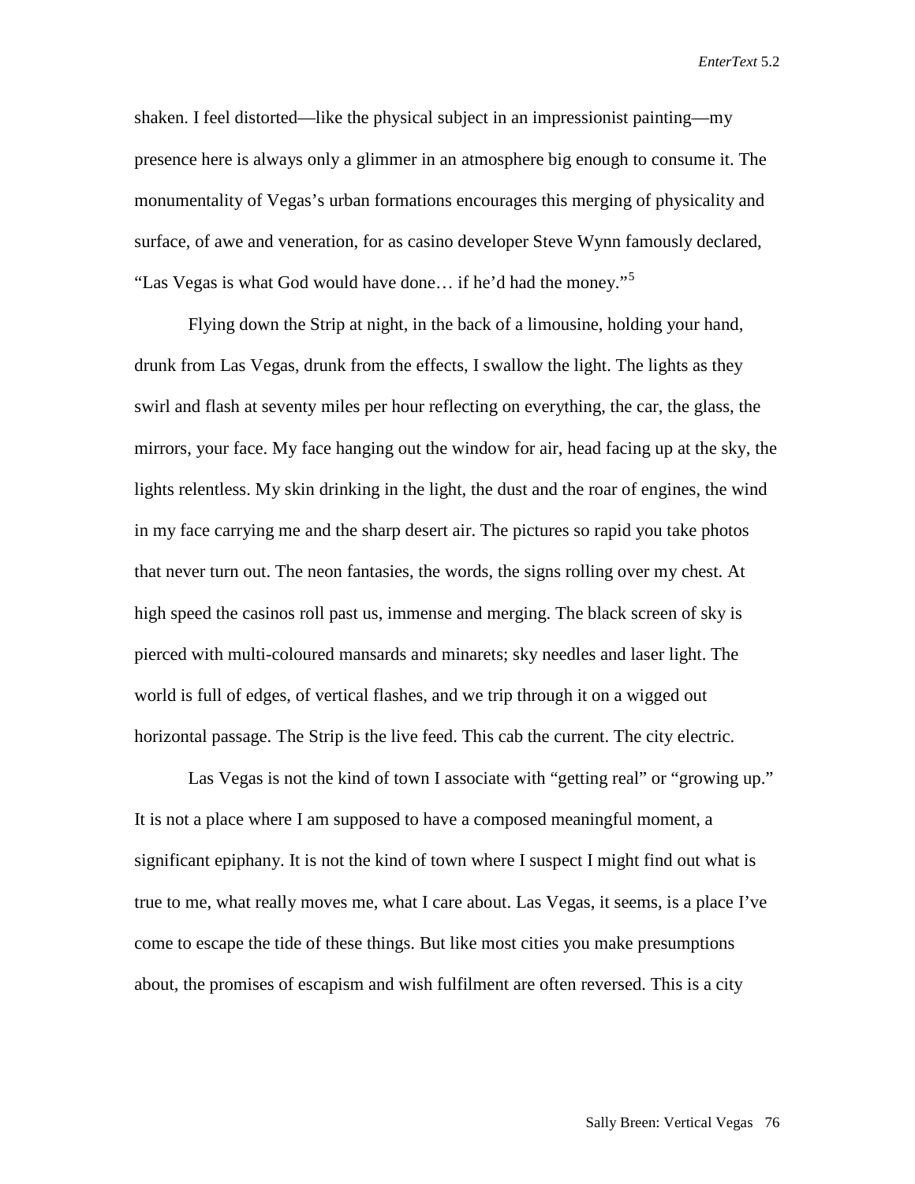shaken. I feel distorted—like the physical subject in an impressionist painting—my presence here is always only a glimmer in an atmosphere big enough to consume it. The monumentality of Vegas's urban formations encourages this merging of physicality and surface, of awe and veneration, for as casino developer Steve Wynn famously declared, "Las Vegas is what God would have done… if he'd had the money."[5]

Flying down the Strip at night, in the back of a limousine, holding your hand, drunk from Las Vegas, drunk from the effects, I swallow the light. The lights as they swirl and flash at seventy miles per hour reflecting on everything, the car, the glass, the mirrors, your face. My face hanging out the window for air, head facing up at the sky, the lights relentless. My skin drinking in the light, the dust and the roar of engines, the wind in my face carrying me and the sharp desert air. The pictures so rapid you take photos that never turn out. The neon fantasies, the words, the signs rolling over my chest. At high speed the casinos roll past us, immense and merging. The black screen of sky is pierced with multi-coloured mansards and minarets; sky needles and laser light. The world is full of edges, of vertical flashes, and we trip through it on a wigged out horizontal passage. The Strip is the live feed. This cab the current. The city electric.

Las Vegas is not the kind of town I associate with "getting real" or "growing up." It is not a place where I am supposed to have a composed meaningful moment, a significant epiphany. It is not the kind of town where I suspect I might find out what is true to me, what really moves me, what I care about. Las Vegas, it seems, is a place I've come to escape the tide of these things. But like most cities you make presumptions about, the promises of escapism and wish fulfilment are often reversed. This is a city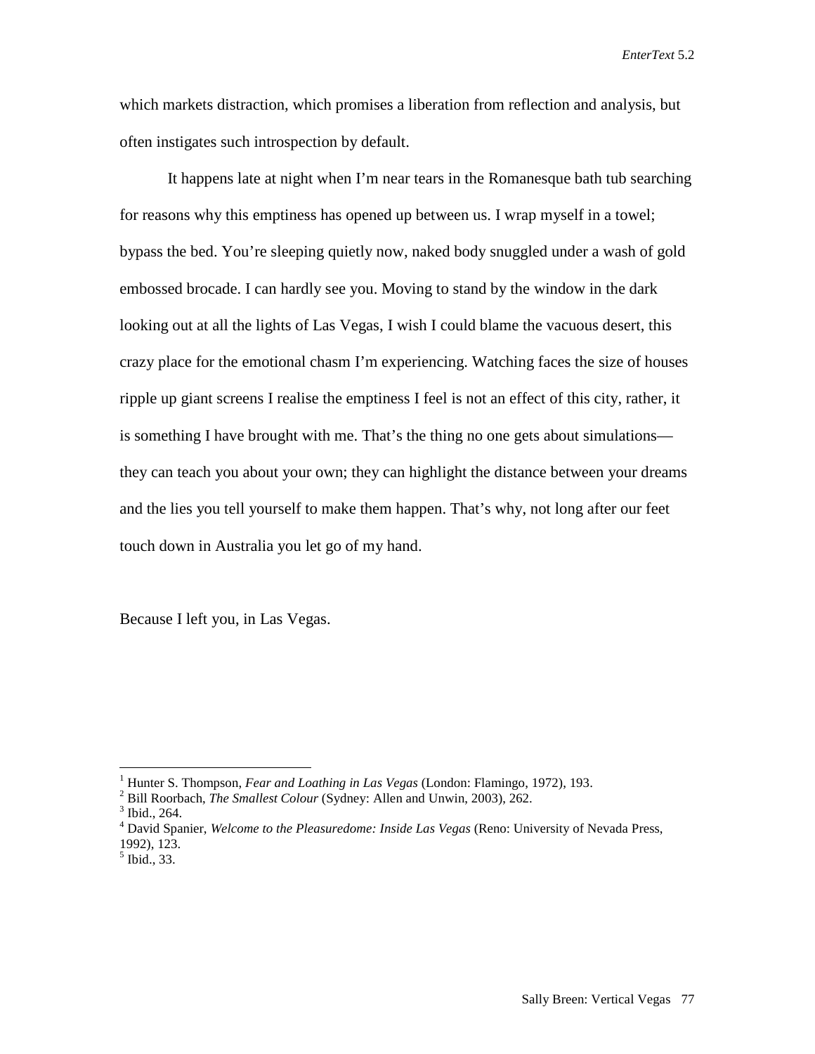which markets distraction, which promises a liberation from reflection and analysis, but often instigates such introspection by default.

It happens late at night when I'm near tears in the Romanesque bath tub searching for reasons why this emptiness has opened up between us. I wrap myself in a towel; bypass the bed. You're sleeping quietly now, naked body snuggled under a wash of gold embossed brocade. I can hardly see you. Moving to stand by the window in the dark looking out at all the lights of Las Vegas, I wish I could blame the vacuous desert, this crazy place for the emotional chasm I'm experiencing. Watching faces the size of houses ripple up giant screens I realise the emptiness I feel is not an effect of this city, rather, it is something I have brought with me. That's the thing no one gets about simulations—they can teach you about your own; they can highlight the distance between your dreams and the lies you tell yourself to make them happen. That's why, not long after our feet touch down in Australia you let go of my hand.

Because I left you, in Las Vegas.

---

[1] Hunter S. Thompson, *Fear and Loathing in Las Vegas* (London: Flamingo, 1972), 193.
[2] Bill Roorbach, *The Smallest Colour* (Sydney: Allen and Unwin, 2003), 262.
[3] Ibid., 264.
[4] David Spanier, *Welcome to the Pleasuredome: Inside Las Vegas* (Reno: University of Nevada Press, 1992), 123.
[5] Ibid., 33.